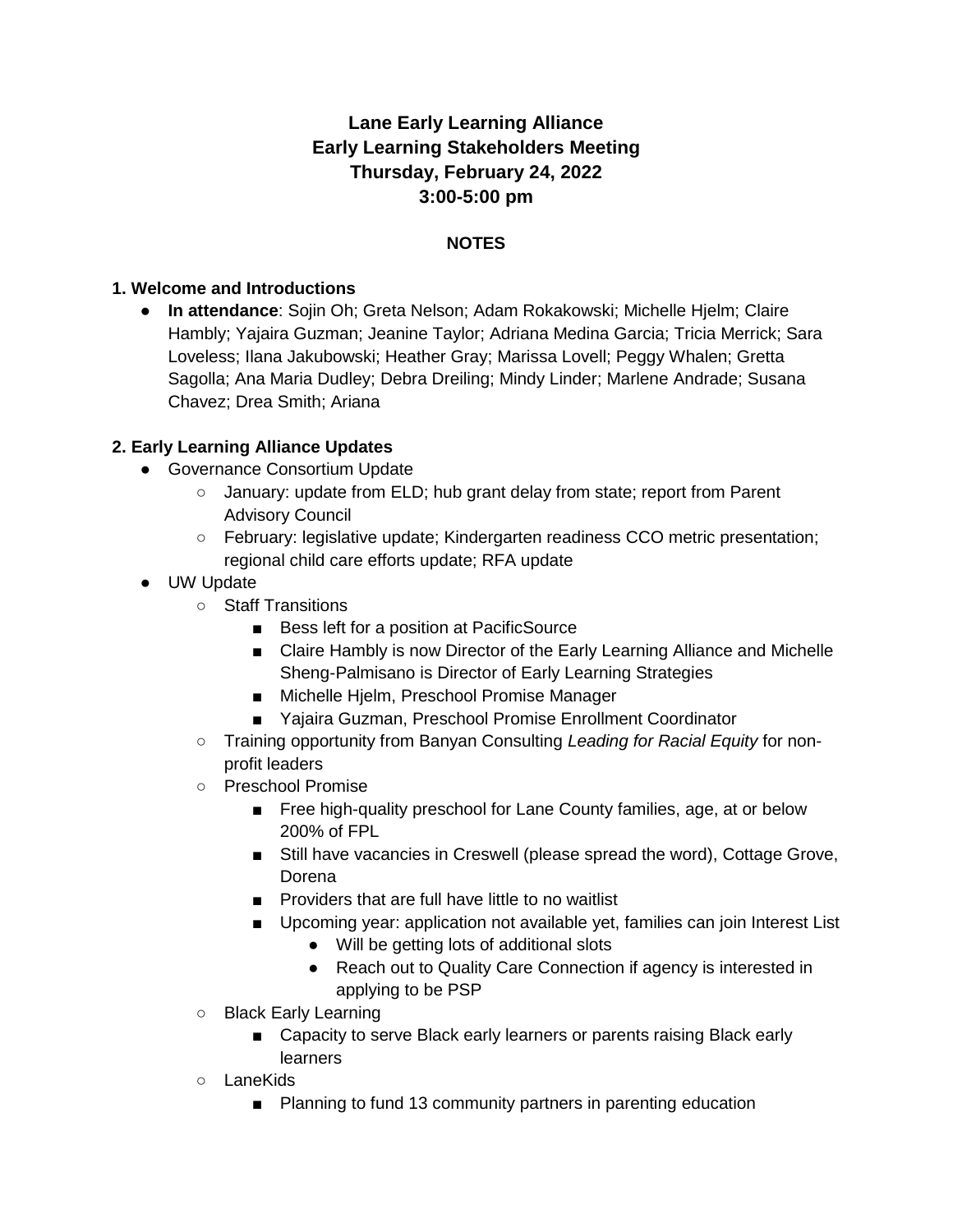# Lane Early Learning Alliance
## Early Learning Stakeholders Meeting
### Thursday, February 24, 2022
### 3:00-5:00 pm

**NOTES**

## 1. Welcome and Introductions

- **In attendance**: Sojin Oh; Greta Nelson; Adam Rokakowski; Michelle Hjelm; Claire Hambly; Yajaira Guzman; Jeanine Taylor; Adriana Medina Garcia; Tricia Merrick; Sara Loveless; Ilana Jakubowski; Heather Gray; Marissa Lovell; Peggy Whalen; Gretta Sagolla; Ana Maria Dudley; Debra Dreiling; Mindy Linder; Marlene Andrade; Susana Chavez; Drea Smith; Ariana

## 2. Early Learning Alliance Updates

- Governance Consortium Update
  - January: update from ELD; hub grant delay from state; report from Parent Advisory Council
  - February: legislative update; Kindergarten readiness CCO metric presentation; regional child care efforts update; RFA update
- UW Update
  - Staff Transitions
    - Bess left for a position at PacificSource
    - Claire Hambly is now Director of the Early Learning Alliance and Michelle Sheng-Palmisano is Director of Early Learning Strategies
    - Michelle Hjelm, Preschool Promise Manager
    - Yajaira Guzman, Preschool Promise Enrollment Coordinator
  - Training opportunity from Banyan Consulting *Leading for Racial Equity* for non-profit leaders
  - Preschool Promise
    - Free high-quality preschool for Lane County families, age, at or below 200% of FPL
    - Still have vacancies in Creswell (please spread the word), Cottage Grove, Dorena
    - Providers that are full have little to no waitlist
    - Upcoming year: application not available yet, families can join Interest List
      - Will be getting lots of additional slots
      - Reach out to Quality Care Connection if agency is interested in applying to be PSP
  - Black Early Learning
    - Capacity to serve Black early learners or parents raising Black early learners
  - LaneKids
    - Planning to fund 13 community partners in parenting education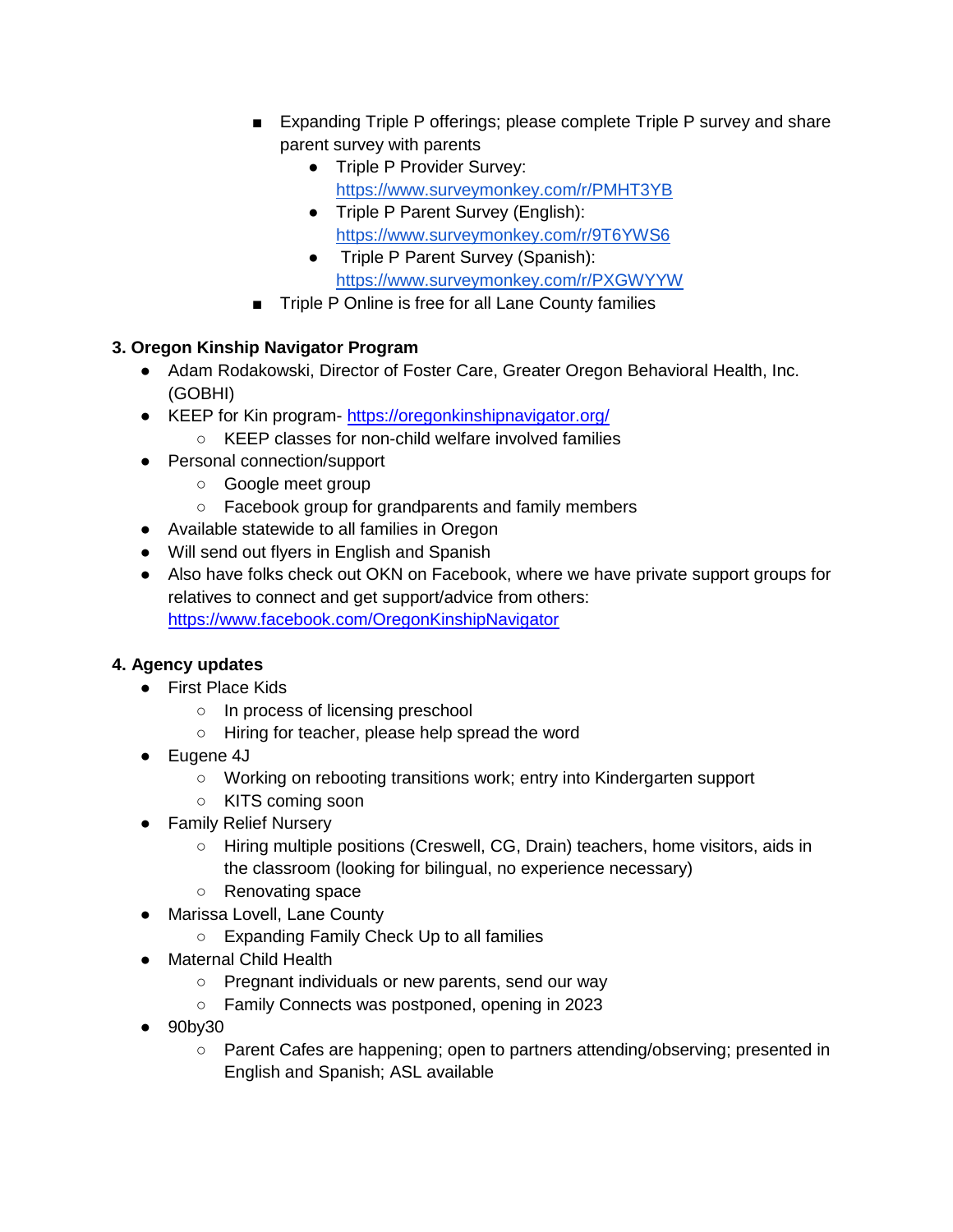- Expanding Triple P offerings; please complete Triple P survey and share parent survey with parents
            - Triple P Provider Survey: https://www.surveymonkey.com/r/PMHT3YB
            - Triple P Parent Survey (English): https://www.surveymonkey.com/r/9T6YWS6
            - Triple P Parent Survey (Spanish): https://www.surveymonkey.com/r/PXGWYYW
        - Triple P Online is free for all Lane County families

**3. Oregon Kinship Navigator Program**

- Adam Rodakowski, Director of Foster Care, Greater Oregon Behavioral Health, Inc. (GOBHI)
- KEEP for Kin program- https://oregonkinshipnavigator.org/
    - KEEP classes for non-child welfare involved families
- Personal connection/support
    - Google meet group
    - Facebook group for grandparents and family members
- Available statewide to all families in Oregon
- Will send out flyers in English and Spanish
- Also have folks check out OKN on Facebook, where we have private support groups for relatives to connect and get support/advice from others: https://www.facebook.com/OregonKinshipNavigator

**4. Agency updates**

- First Place Kids
    - In process of licensing preschool
    - Hiring for teacher, please help spread the word
- Eugene 4J
    - Working on rebooting transitions work; entry into Kindergarten support
    - KITS coming soon
- Family Relief Nursery
    - Hiring multiple positions (Creswell, CG, Drain) teachers, home visitors, aids in the classroom (looking for bilingual, no experience necessary)
    - Renovating space
- Marissa Lovell, Lane County
    - Expanding Family Check Up to all families
- Maternal Child Health
    - Pregnant individuals or new parents, send our way
    - Family Connects was postponed, opening in 2023
- 90by30
    - Parent Cafes are happening; open to partners attending/observing; presented in English and Spanish; ASL available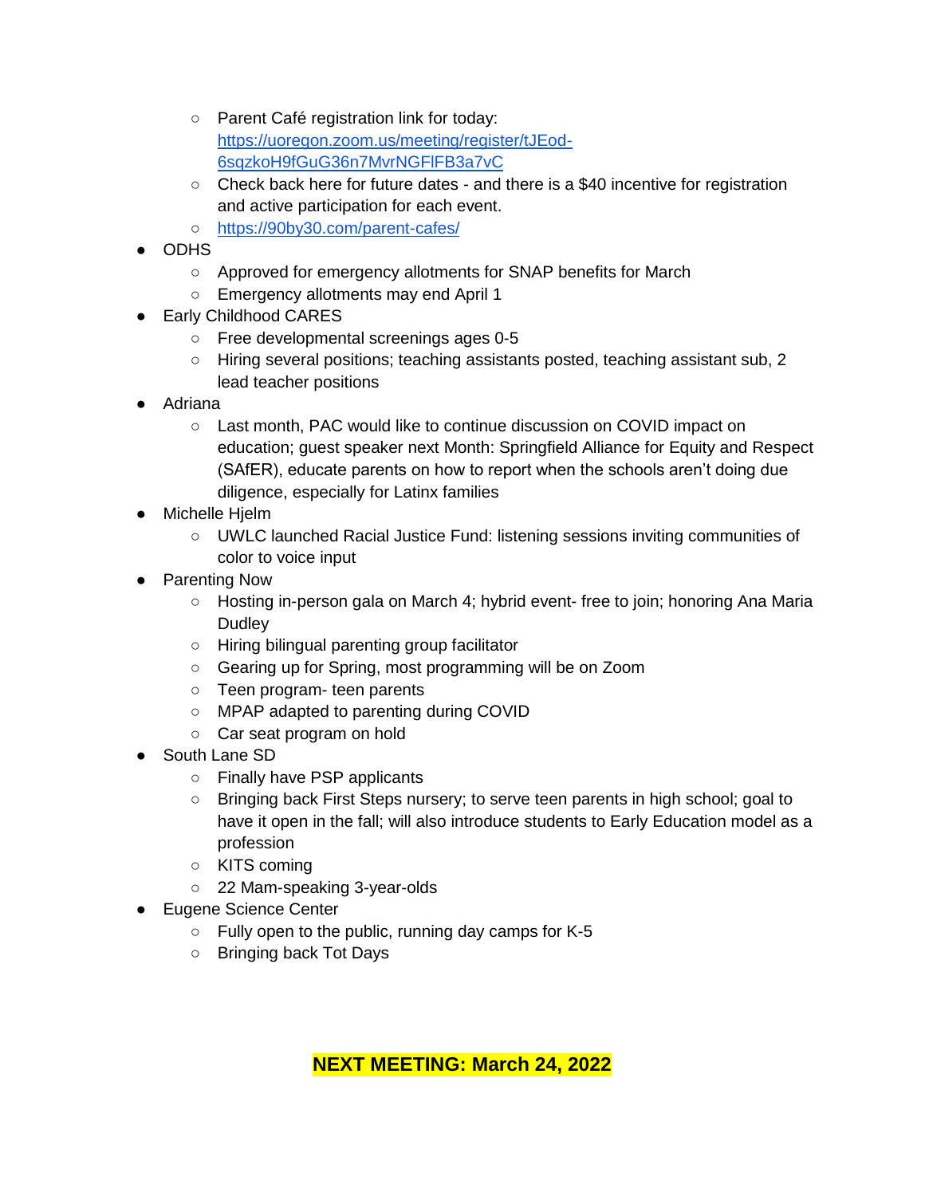- Parent Café registration link for today: [https://uoregon.zoom.us/meeting/register/tJEod-6sqzkoH9fGuG36n7MvrNGFlFB3a7vC](https://uoregon.zoom.us/meeting/register/tJEod-6sqzkoH9fGuG36n7MvrNGFlFB3a7vC)
    - Check back here for future dates - and there is a $40 incentive for registration and active participation for each event.
    - [https://90by30.com/parent-cafes/](https://90by30.com/parent-cafes/)
- ODHS
    - Approved for emergency allotments for SNAP benefits for March
    - Emergency allotments may end April 1
- Early Childhood CARES
    - Free developmental screenings ages 0-5
    - Hiring several positions; teaching assistants posted, teaching assistant sub, 2 lead teacher positions
- Adriana
    - Last month, PAC would like to continue discussion on COVID impact on education; guest speaker next Month: Springfield Alliance for Equity and Respect (SAfER), educate parents on how to report when the schools aren't doing due diligence, especially for Latinx families
- Michelle Hjelm
    - UWLC launched Racial Justice Fund: listening sessions inviting communities of color to voice input
- Parenting Now
    - Hosting in-person gala on March 4; hybrid event- free to join; honoring Ana Maria Dudley
    - Hiring bilingual parenting group facilitator
    - Gearing up for Spring, most programming will be on Zoom
    - Teen program- teen parents
    - MPAP adapted to parenting during COVID
    - Car seat program on hold
- South Lane SD
    - Finally have PSP applicants
    - Bringing back First Steps nursery; to serve teen parents in high school; goal to have it open in the fall; will also introduce students to Early Education model as a profession
    - KITS coming
    - 22 Mam-speaking 3-year-olds
- Eugene Science Center
    - Fully open to the public, running day camps for K-5
    - Bringing back Tot Days

**NEXT MEETING: March 24, 2022**